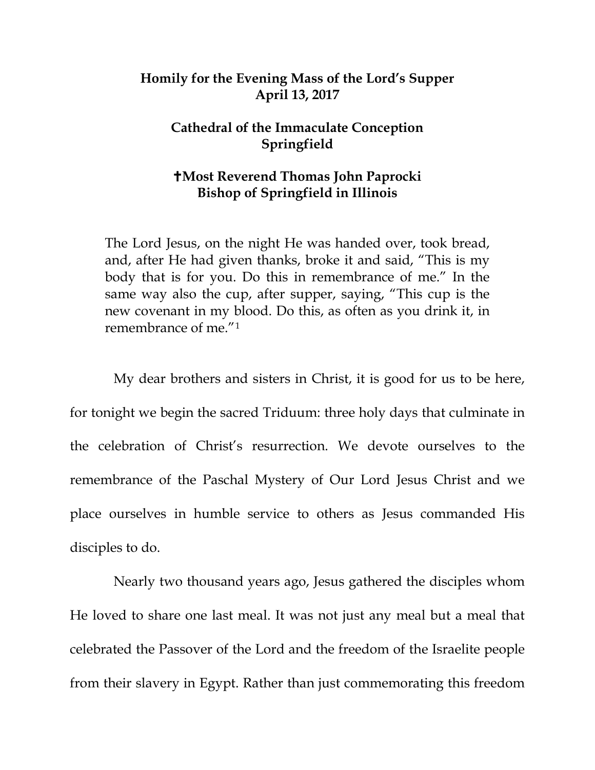**Homily for the Evening Mass of the Lord's Supper**
**April 13, 2017**

**Cathedral of the Immaculate Conception**
**Springfield**

**✝Most Reverend Thomas John Paprocki**
**Bishop of Springfield in Illinois**

> The Lord Jesus, on the night He was handed over, took bread, and, after He had given thanks, broke it and said, "This is my body that is for you. Do this in remembrance of me." In the same way also the cup, after supper, saying, "This cup is the new covenant in my blood. Do this, as often as you drink it, in remembrance of me."[1]

My dear brothers and sisters in Christ, it is good for us to be here, for tonight we begin the sacred Triduum: three holy days that culminate in the celebration of Christ's resurrection. We devote ourselves to the remembrance of the Paschal Mystery of Our Lord Jesus Christ and we place ourselves in humble service to others as Jesus commanded His disciples to do.

Nearly two thousand years ago, Jesus gathered the disciples whom He loved to share one last meal. It was not just any meal but a meal that celebrated the Passover of the Lord and the freedom of the Israelite people from their slavery in Egypt. Rather than just commemorating this freedom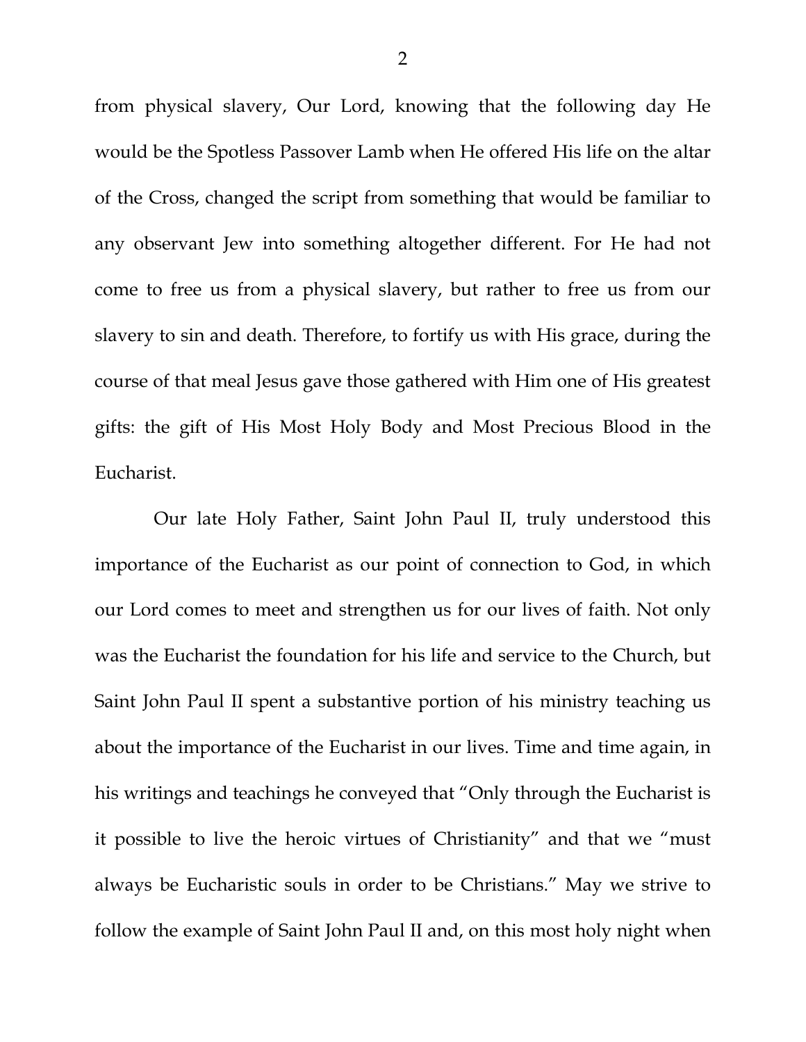from physical slavery, Our Lord, knowing that the following day He would be the Spotless Passover Lamb when He offered His life on the altar of the Cross, changed the script from something that would be familiar to any observant Jew into something altogether different. For He had not come to free us from a physical slavery, but rather to free us from our slavery to sin and death. Therefore, to fortify us with His grace, during the course of that meal Jesus gave those gathered with Him one of His greatest gifts: the gift of His Most Holy Body and Most Precious Blood in the Eucharist.

Our late Holy Father, Saint John Paul II, truly understood this importance of the Eucharist as our point of connection to God, in which our Lord comes to meet and strengthen us for our lives of faith. Not only was the Eucharist the foundation for his life and service to the Church, but Saint John Paul II spent a substantive portion of his ministry teaching us about the importance of the Eucharist in our lives. Time and time again, in his writings and teachings he conveyed that "Only through the Eucharist is it possible to live the heroic virtues of Christianity" and that we "must always be Eucharistic souls in order to be Christians." May we strive to follow the example of Saint John Paul II and, on this most holy night when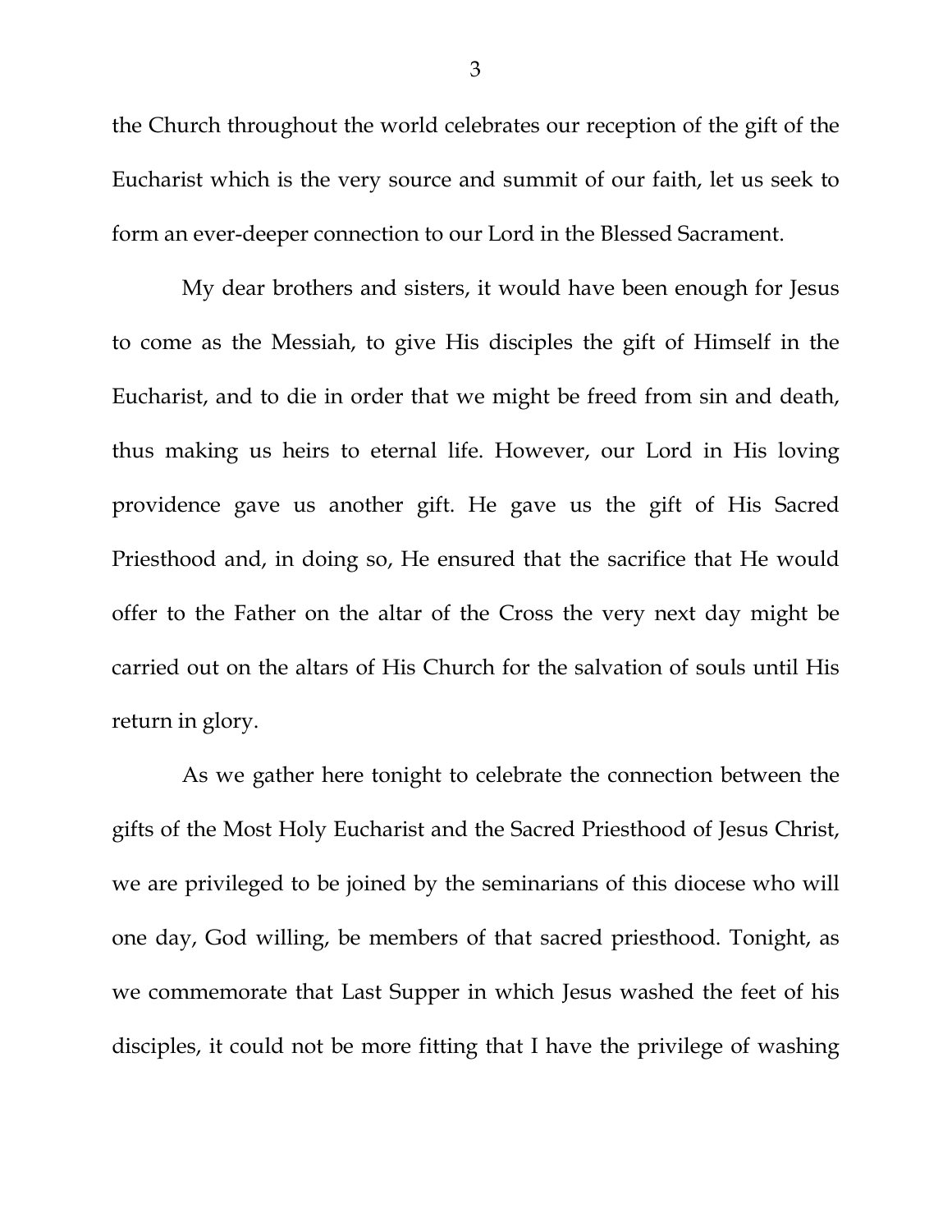the Church throughout the world celebrates our reception of the gift of the Eucharist which is the very source and summit of our faith, let us seek to form an ever-deeper connection to our Lord in the Blessed Sacrament.

My dear brothers and sisters, it would have been enough for Jesus to come as the Messiah, to give His disciples the gift of Himself in the Eucharist, and to die in order that we might be freed from sin and death, thus making us heirs to eternal life. However, our Lord in His loving providence gave us another gift. He gave us the gift of His Sacred Priesthood and, in doing so, He ensured that the sacrifice that He would offer to the Father on the altar of the Cross the very next day might be carried out on the altars of His Church for the salvation of souls until His return in glory.

As we gather here tonight to celebrate the connection between the gifts of the Most Holy Eucharist and the Sacred Priesthood of Jesus Christ, we are privileged to be joined by the seminarians of this diocese who will one day, God willing, be members of that sacred priesthood. Tonight, as we commemorate that Last Supper in which Jesus washed the feet of his disciples, it could not be more fitting that I have the privilege of washing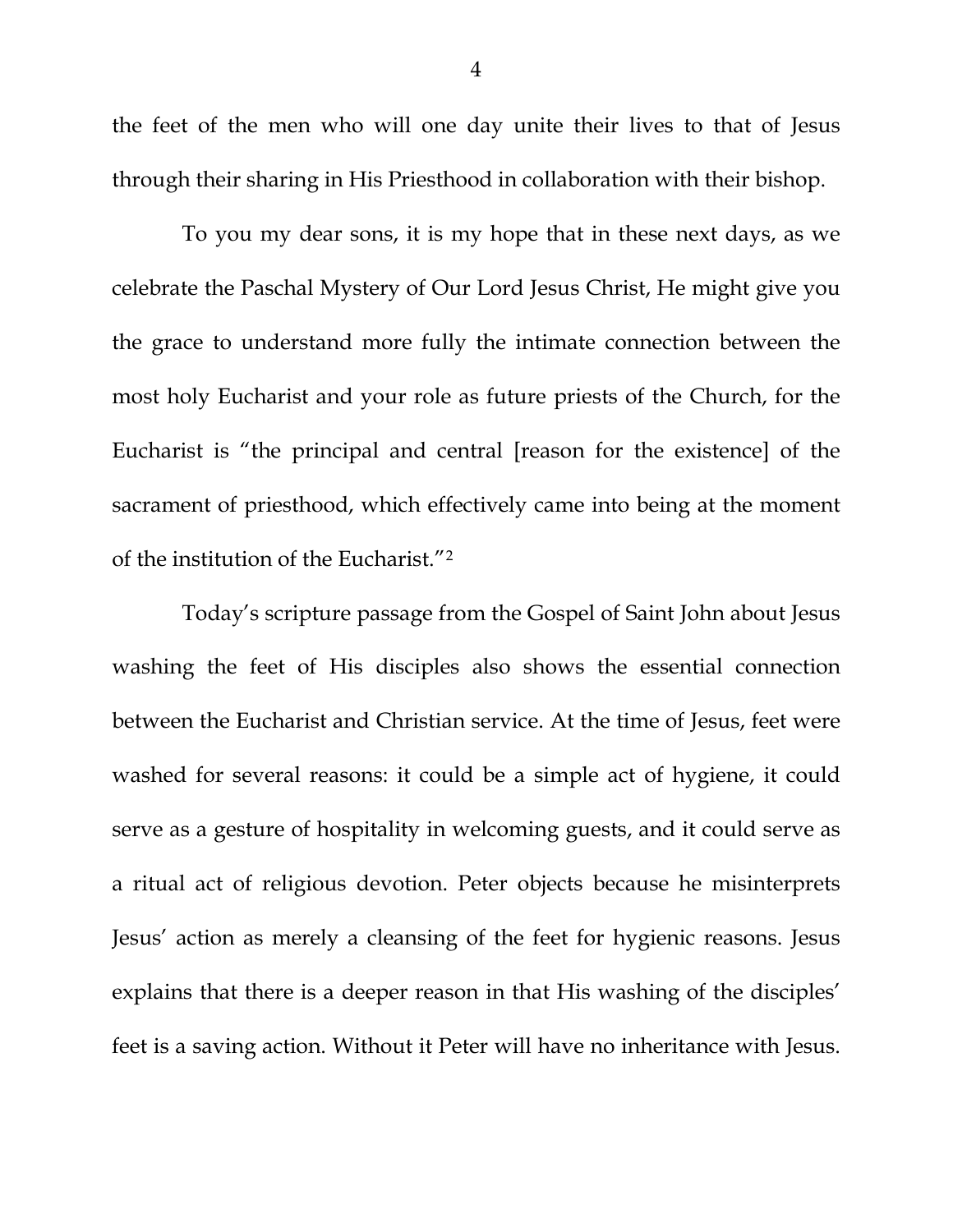the feet of the men who will one day unite their lives to that of Jesus through their sharing in His Priesthood in collaboration with their bishop.

To you my dear sons, it is my hope that in these next days, as we celebrate the Paschal Mystery of Our Lord Jesus Christ, He might give you the grace to understand more fully the intimate connection between the most holy Eucharist and your role as future priests of the Church, for the Eucharist is "the principal and central [reason for the existence] of the sacrament of priesthood, which effectively came into being at the moment of the institution of the Eucharist."[2]

Today's scripture passage from the Gospel of Saint John about Jesus washing the feet of His disciples also shows the essential connection between the Eucharist and Christian service. At the time of Jesus, feet were washed for several reasons: it could be a simple act of hygiene, it could serve as a gesture of hospitality in welcoming guests, and it could serve as a ritual act of religious devotion. Peter objects because he misinterprets Jesus' action as merely a cleansing of the feet for hygienic reasons. Jesus explains that there is a deeper reason in that His washing of the disciples' feet is a saving action. Without it Peter will have no inheritance with Jesus.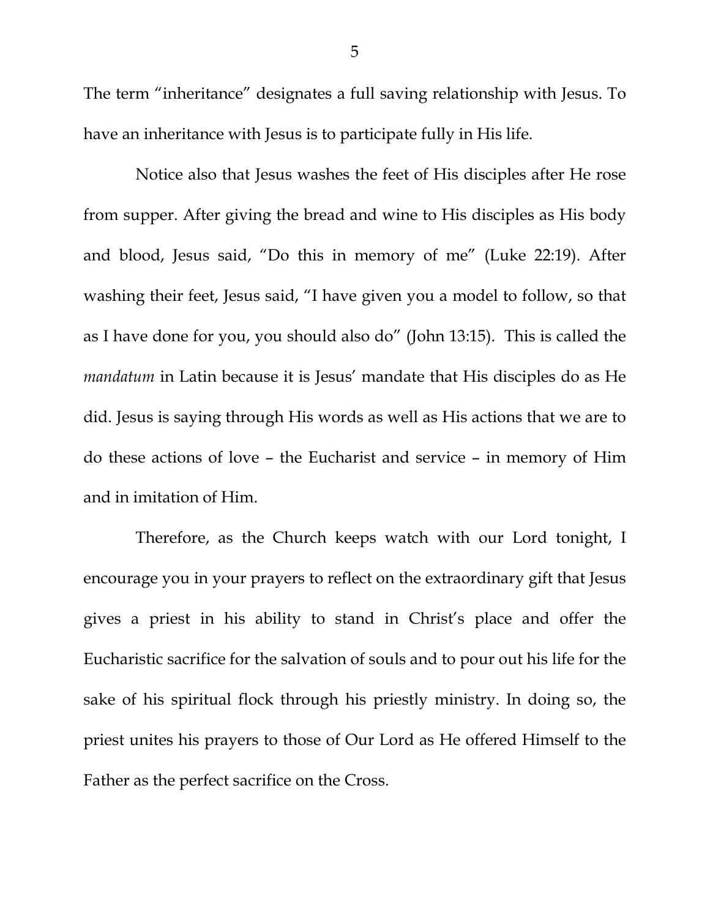The term "inheritance" designates a full saving relationship with Jesus. To have an inheritance with Jesus is to participate fully in His life.

Notice also that Jesus washes the feet of His disciples after He rose from supper. After giving the bread and wine to His disciples as His body and blood, Jesus said, "Do this in memory of me" (Luke 22:19). After washing their feet, Jesus said, "I have given you a model to follow, so that as I have done for you, you should also do" (John 13:15). This is called the *mandatum* in Latin because it is Jesus' mandate that His disciples do as He did. Jesus is saying through His words as well as His actions that we are to do these actions of love – the Eucharist and service – in memory of Him and in imitation of Him.

Therefore, as the Church keeps watch with our Lord tonight, I encourage you in your prayers to reflect on the extraordinary gift that Jesus gives a priest in his ability to stand in Christ's place and offer the Eucharistic sacrifice for the salvation of souls and to pour out his life for the sake of his spiritual flock through his priestly ministry. In doing so, the priest unites his prayers to those of Our Lord as He offered Himself to the Father as the perfect sacrifice on the Cross.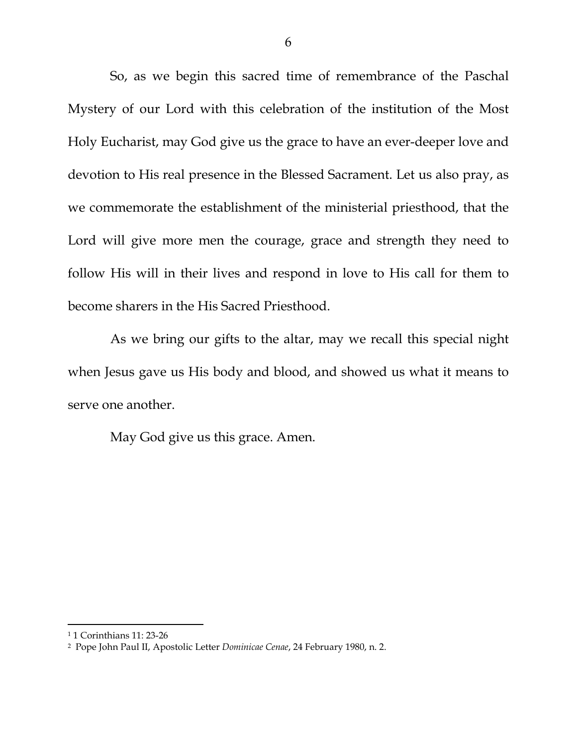So, as we begin this sacred time of remembrance of the Paschal Mystery of our Lord with this celebration of the institution of the Most Holy Eucharist, may God give us the grace to have an ever-deeper love and devotion to His real presence in the Blessed Sacrament. Let us also pray, as we commemorate the establishment of the ministerial priesthood, that the Lord will give more men the courage, grace and strength they need to follow His will in their lives and respond in love to His call for them to become sharers in the His Sacred Priesthood.

As we bring our gifts to the altar, may we recall this special night when Jesus gave us His body and blood, and showed us what it means to serve one another.

May God give us this grace. Amen.

---

[1] 1 Corinthians 11: 23-26

[2] Pope John Paul II, Apostolic Letter *Dominicae Cenae*, 24 February 1980, n. 2.